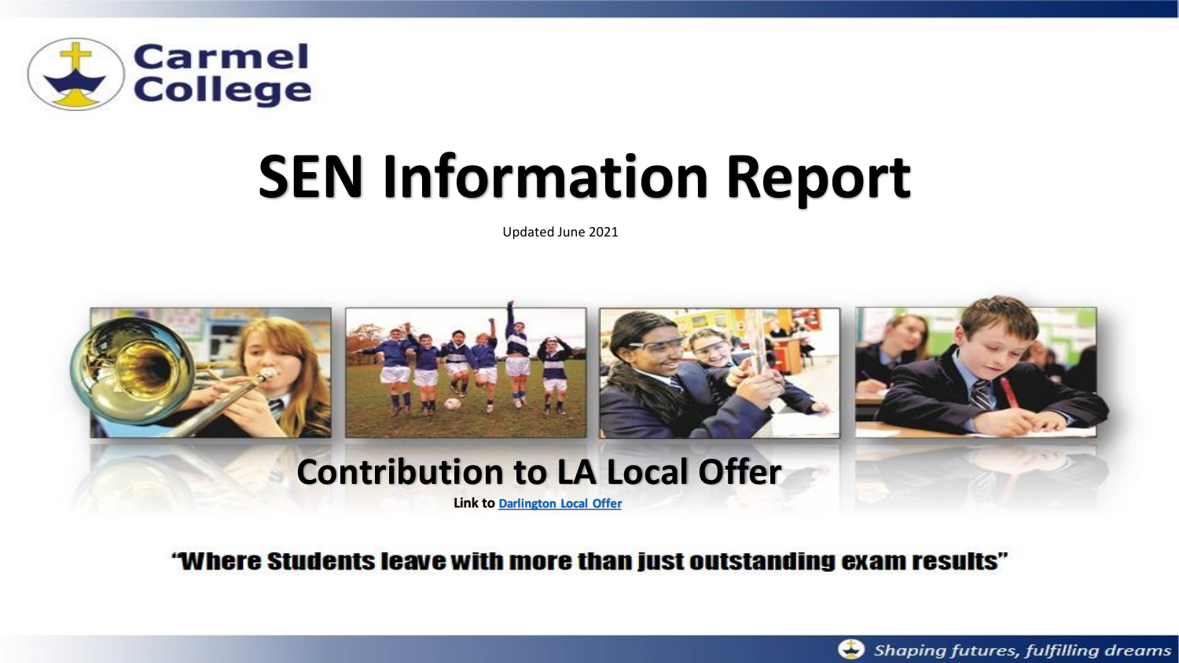Carmel College

# SEN Information Report

Updated June 2021

## Contribution to LA Local Offer

**Link to [Darlington Local Offer]**

**"Where Students leave with more than just outstanding exam results"**

*Shaping futures, fulfilling dreams*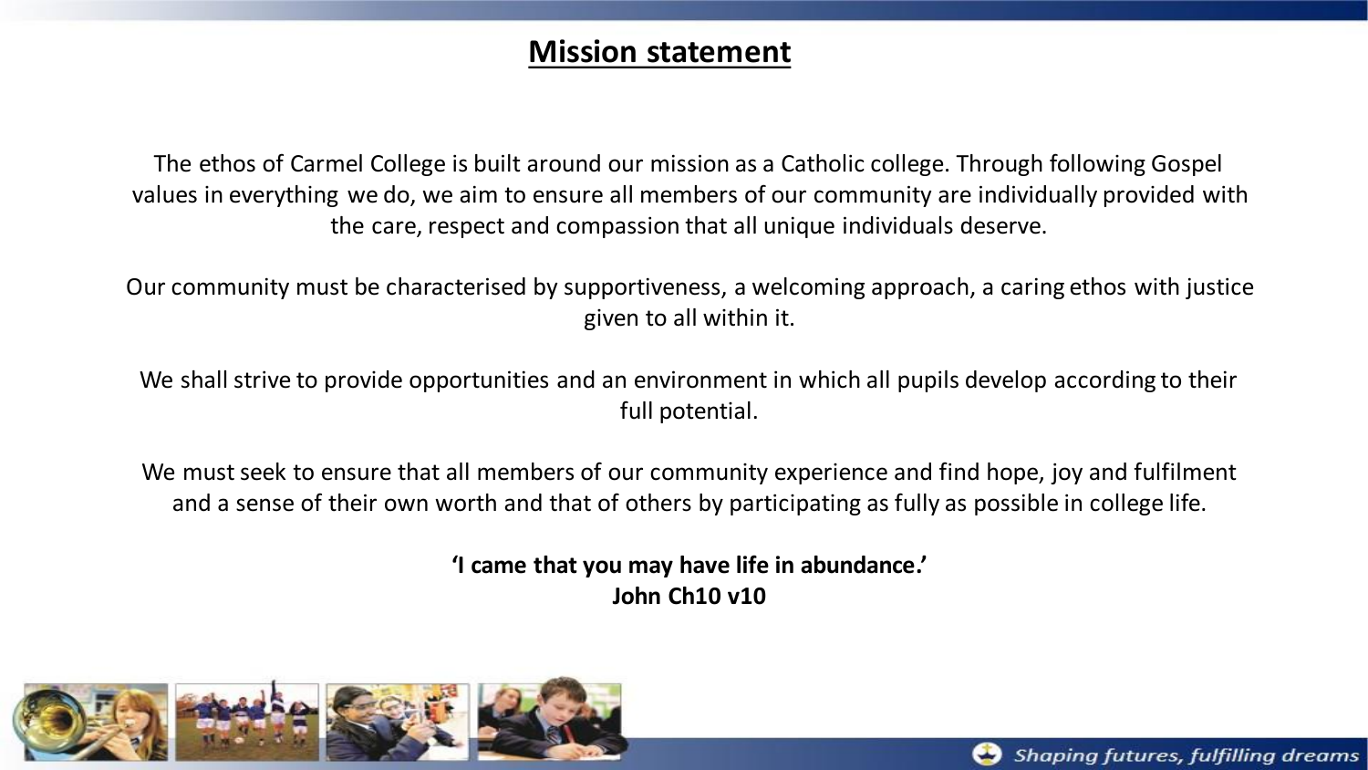# Mission statement

The ethos of Carmel College is built around our mission as a Catholic college. Through following Gospel values in everything we do, we aim to ensure all members of our community are individually provided with the care, respect and compassion that all unique individuals deserve.

Our community must be characterised by supportiveness, a welcoming approach, a caring ethos with justice given to all within it.

We shall strive to provide opportunities and an environment in which all pupils develop according to their full potential.

We must seek to ensure that all members of our community experience and find hope, joy and fulfilment and a sense of their own worth and that of others by participating as fully as possible in college life.

**'I came that you may have life in abundance.'**
**John Ch10 v10**

*Shaping futures, fulfilling dreams*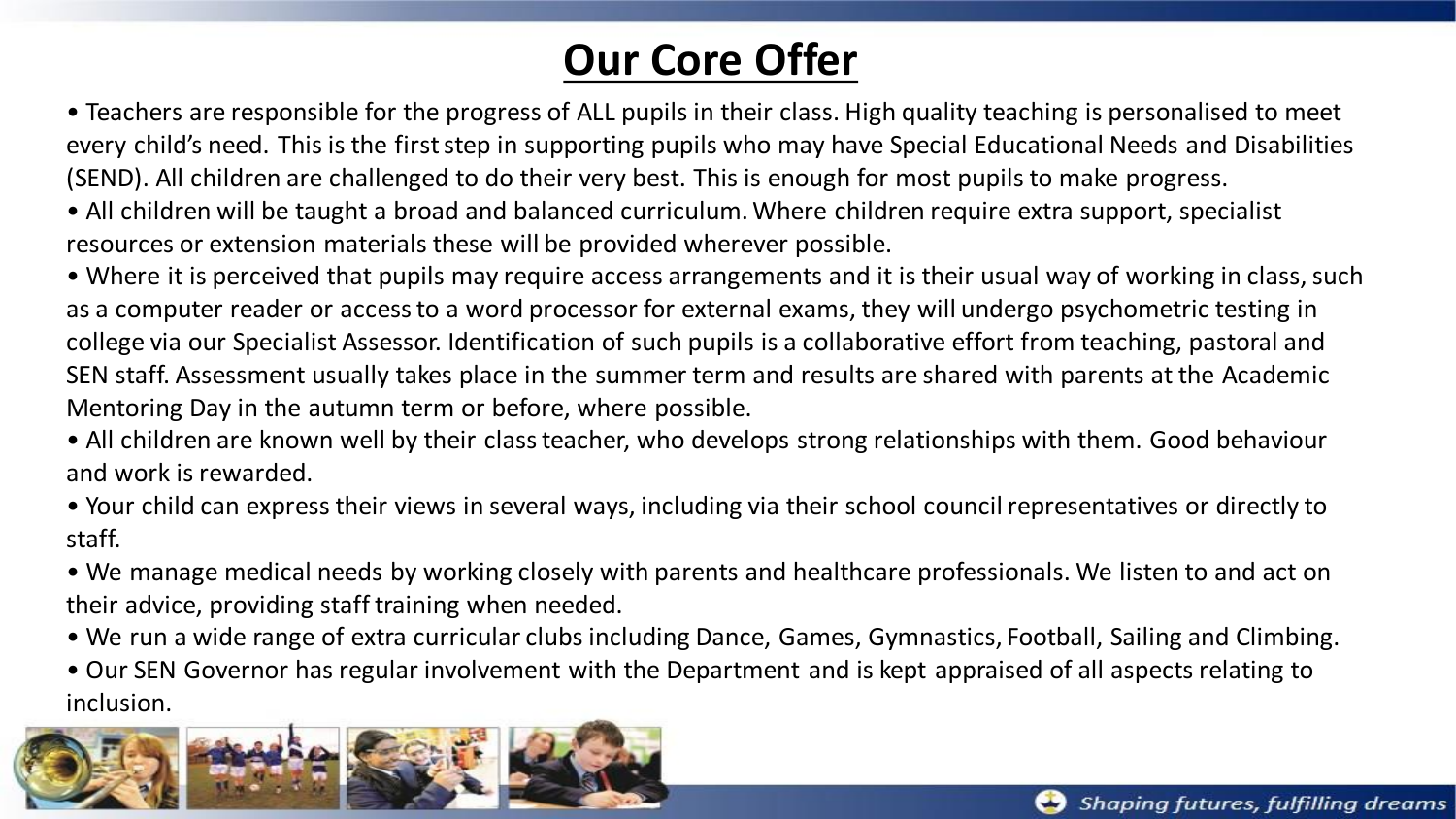# Our Core Offer

- Teachers are responsible for the progress of ALL pupils in their class. High quality teaching is personalised to meet every child's need. This is the first step in supporting pupils who may have Special Educational Needs and Disabilities (SEND). All children are challenged to do their very best. This is enough for most pupils to make progress.
- All children will be taught a broad and balanced curriculum. Where children require extra support, specialist resources or extension materials these will be provided wherever possible.
- Where it is perceived that pupils may require access arrangements and it is their usual way of working in class, such as a computer reader or access to a word processor for external exams, they will undergo psychometric testing in college via our Specialist Assessor. Identification of such pupils is a collaborative effort from teaching, pastoral and SEN staff. Assessment usually takes place in the summer term and results are shared with parents at the Academic Mentoring Day in the autumn term or before, where possible.
- All children are known well by their class teacher, who develops strong relationships with them. Good behaviour and work is rewarded.
- Your child can express their views in several ways, including via their school council representatives or directly to staff.
- We manage medical needs by working closely with parents and healthcare professionals. We listen to and act on their advice, providing staff training when needed.
- We run a wide range of extra curricular clubs including Dance, Games, Gymnastics, Football, Sailing and Climbing.
- Our SEN Governor has regular involvement with the Department and is kept appraised of all aspects relating to inclusion.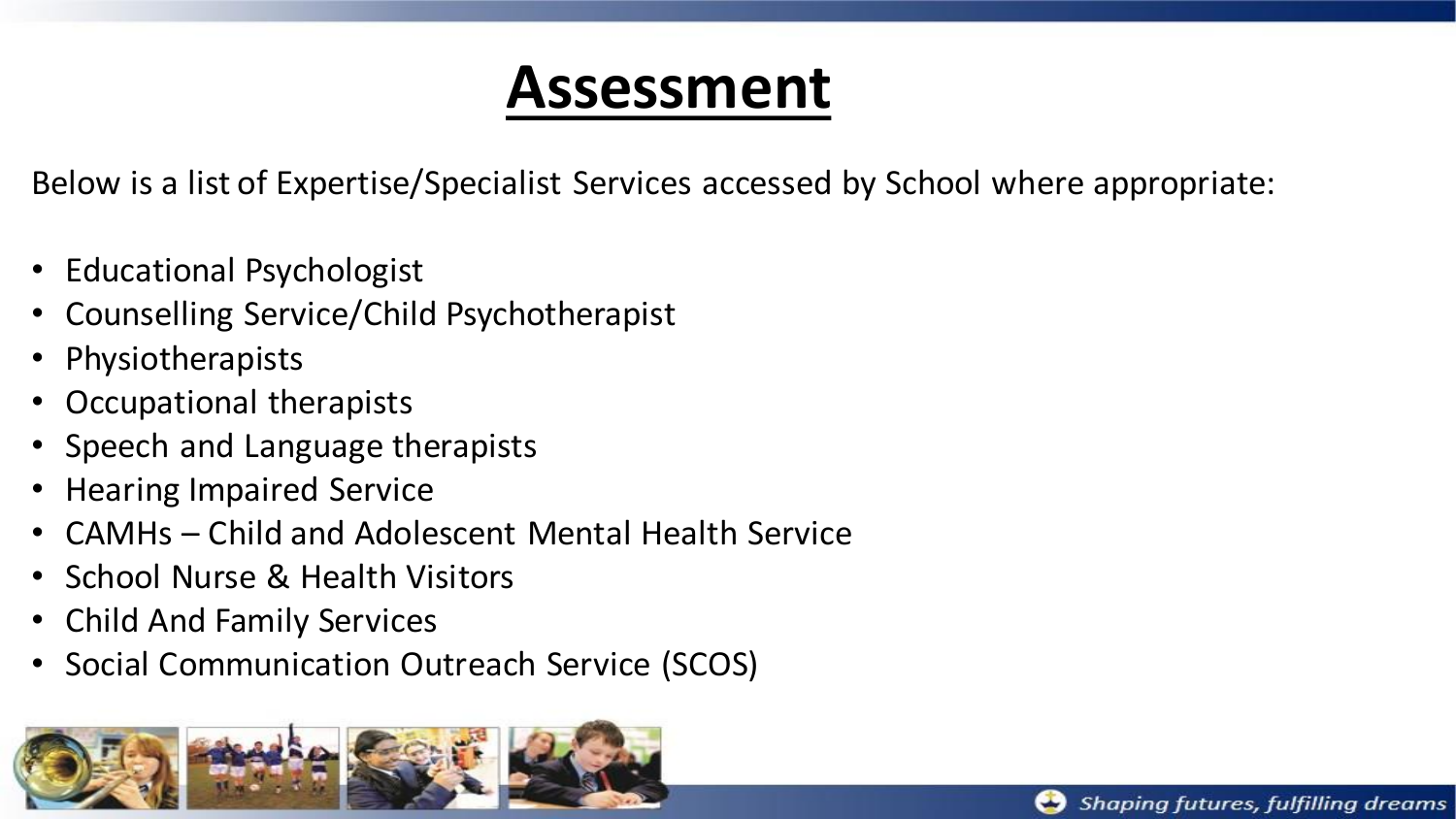# Assessment

Below is a list of Expertise/Specialist Services accessed by School where appropriate:

- Educational Psychologist
- Counselling Service/Child Psychotherapist
- Physiotherapists
- Occupational therapists
- Speech and Language therapists
- Hearing Impaired Service
- CAMHs – Child and Adolescent Mental Health Service
- School Nurse & Health Visitors
- Child And Family Services
- Social Communication Outreach Service (SCOS)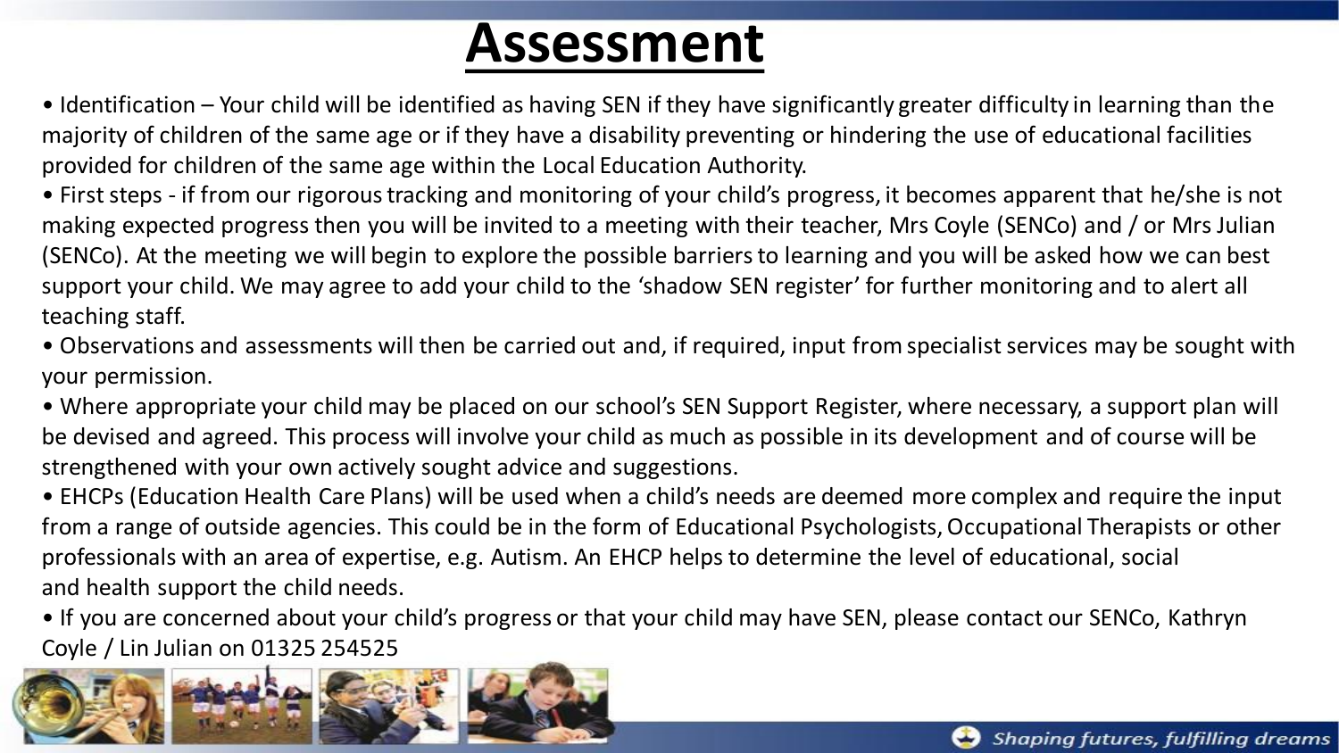# Assessment

- Identification – Your child will be identified as having SEN if they have significantly greater difficulty in learning than the majority of children of the same age or if they have a disability preventing or hindering the use of educational facilities provided for children of the same age within the Local Education Authority.
- First steps - if from our rigorous tracking and monitoring of your child's progress, it becomes apparent that he/she is not making expected progress then you will be invited to a meeting with their teacher, Mrs Coyle (SENCo) and / or Mrs Julian (SENCo). At the meeting we will begin to explore the possible barriers to learning and you will be asked how we can best support your child. We may agree to add your child to the 'shadow SEN register' for further monitoring and to alert all teaching staff.
- Observations and assessments will then be carried out and, if required, input from specialist services may be sought with your permission.
- Where appropriate your child may be placed on our school's SEN Support Register, where necessary, a support plan will be devised and agreed. This process will involve your child as much as possible in its development and of course will be strengthened with your own actively sought advice and suggestions.
- EHCPs (Education Health Care Plans) will be used when a child's needs are deemed more complex and require the input from a range of outside agencies. This could be in the form of Educational Psychologists, Occupational Therapists or other professionals with an area of expertise, e.g. Autism. An EHCP helps to determine the level of educational, social and health support the child needs.
- If you are concerned about your child's progress or that your child may have SEN, please contact our SENCo, Kathryn Coyle / Lin Julian on 01325 254525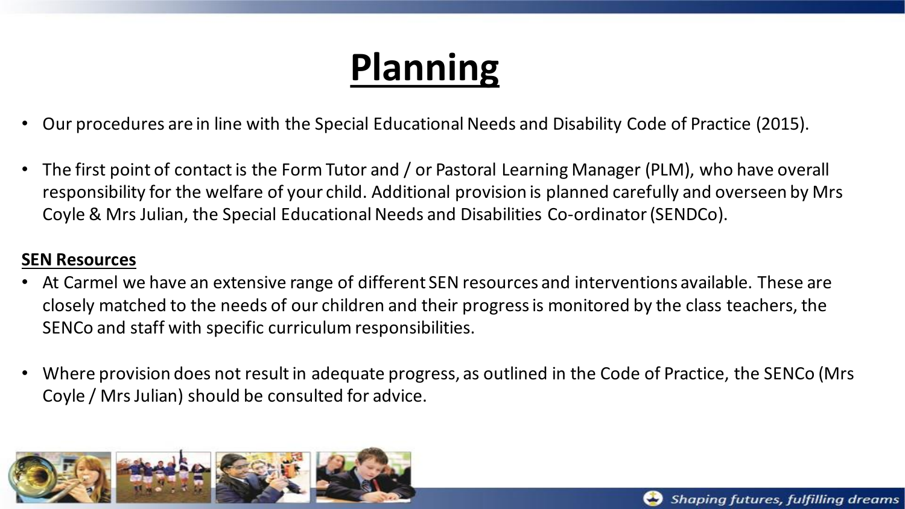# Planning

- Our procedures are in line with the Special Educational Needs and Disability Code of Practice (2015).
- The first point of contact is the Form Tutor and / or Pastoral Learning Manager (PLM), who have overall responsibility for the welfare of your child. Additional provision is planned carefully and overseen by Mrs Coyle & Mrs Julian, the Special Educational Needs and Disabilities Co-ordinator (SENDCo).

**SEN Resources**

- At Carmel we have an extensive range of different SEN resources and interventions available. These are closely matched to the needs of our children and their progress is monitored by the class teachers, the SENCo and staff with specific curriculum responsibilities.
- Where provision does not result in adequate progress, as outlined in the Code of Practice, the SENCo (Mrs Coyle / Mrs Julian) should be consulted for advice.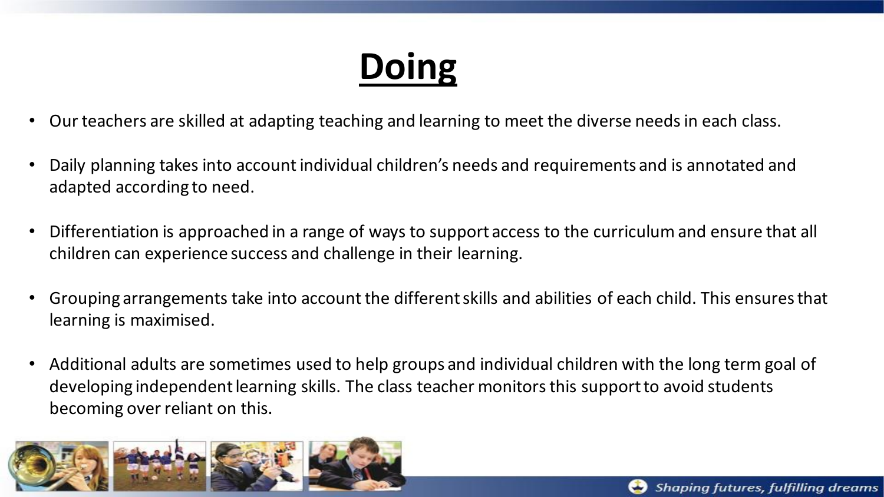# Doing

- Our teachers are skilled at adapting teaching and learning to meet the diverse needs in each class.
- Daily planning takes into account individual children's needs and requirements and is annotated and adapted according to need.
- Differentiation is approached in a range of ways to support access to the curriculum and ensure that all children can experience success and challenge in their learning.
- Grouping arrangements take into account the different skills and abilities of each child. This ensures that learning is maximised.
- Additional adults are sometimes used to help groups and individual children with the long term goal of developing independent learning skills. The class teacher monitors this support to avoid students becoming over reliant on this.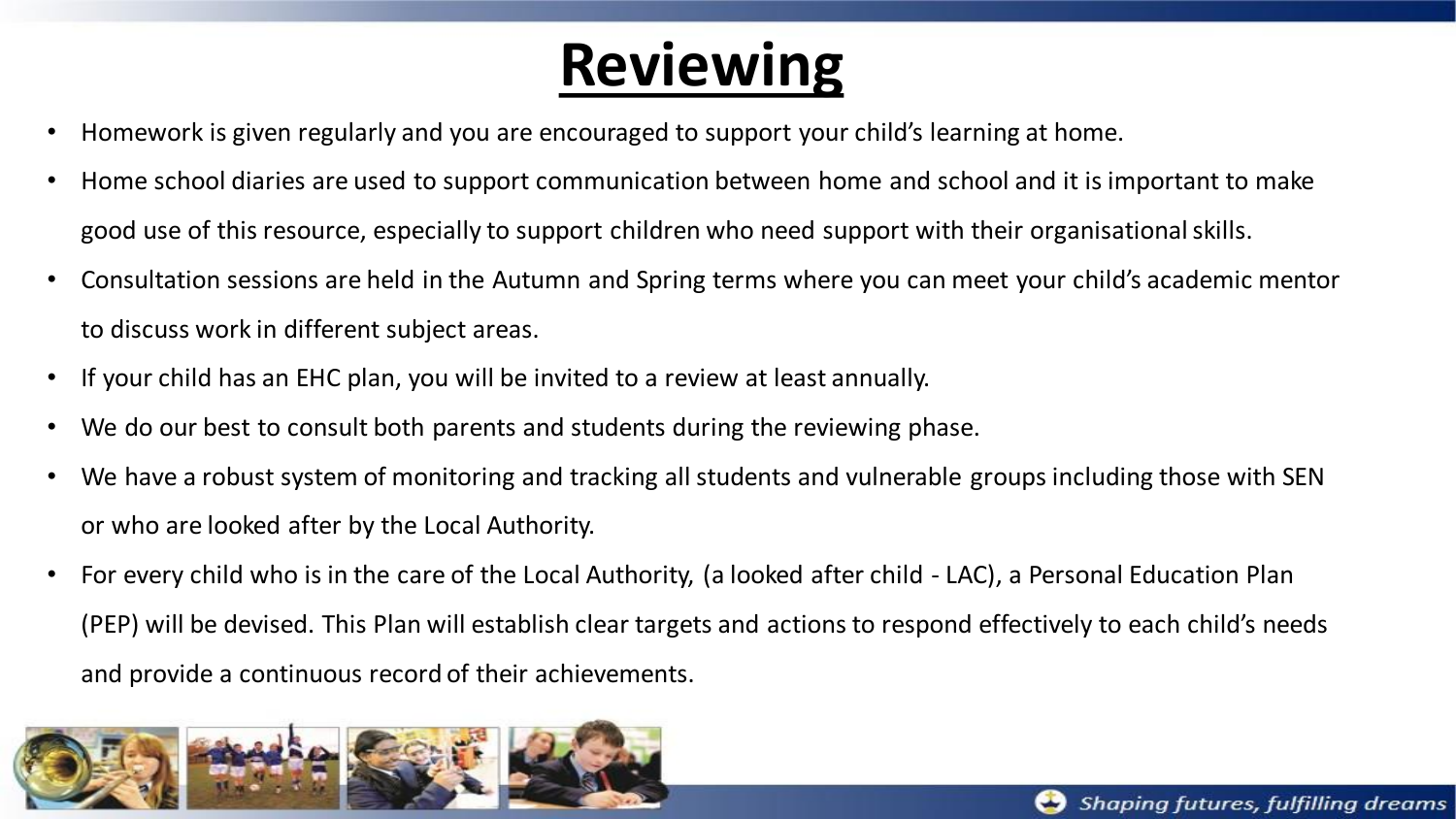# Reviewing

- Homework is given regularly and you are encouraged to support your child's learning at home.
- Home school diaries are used to support communication between home and school and it is important to make good use of this resource, especially to support children who need support with their organisational skills.
- Consultation sessions are held in the Autumn and Spring terms where you can meet your child's academic mentor to discuss work in different subject areas.
- If your child has an EHC plan, you will be invited to a review at least annually.
- We do our best to consult both parents and students during the reviewing phase.
- We have a robust system of monitoring and tracking all students and vulnerable groups including those with SEN or who are looked after by the Local Authority.
- For every child who is in the care of the Local Authority, (a looked after child - LAC), a Personal Education Plan (PEP) will be devised. This Plan will establish clear targets and actions to respond effectively to each child's needs and provide a continuous record of their achievements.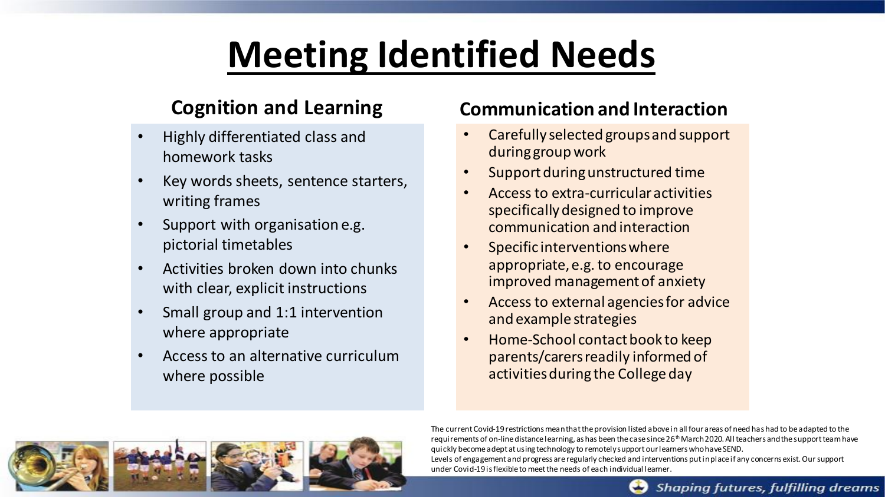# Meeting Identified Needs

## Cognition and Learning

- Highly differentiated class and homework tasks
- Key words sheets, sentence starters, writing frames
- Support with organisation e.g. pictorial timetables
- Activities broken down into chunks with clear, explicit instructions
- Small group and 1:1 intervention where appropriate
- Access to an alternative curriculum where possible

## Communication and Interaction

- Carefully selected groups and support during group work
- Support during unstructured time
- Access to extra-curricular activities specifically designed to improve communication and interaction
- Specific interventions where appropriate, e.g. to encourage improved management of anxiety
- Access to external agencies for advice and example strategies
- Home-School contact book to keep parents/carers readily informed of activities during the College day

The current Covid-19 restrictions mean that the provision listed above in all four areas of need has had to be adapted to the requirements of on-line distance learning, as has been the case since 26th March 2020. All teachers and the support team have quickly become adept at using technology to remotely support our learners who have SEND.
Levels of engagement and progress are regularly checked and interventions put in place if any concerns exist. Our support under Covid-19 is flexible to meet the needs of each individual learner.

*Shaping futures, fulfilling dreams*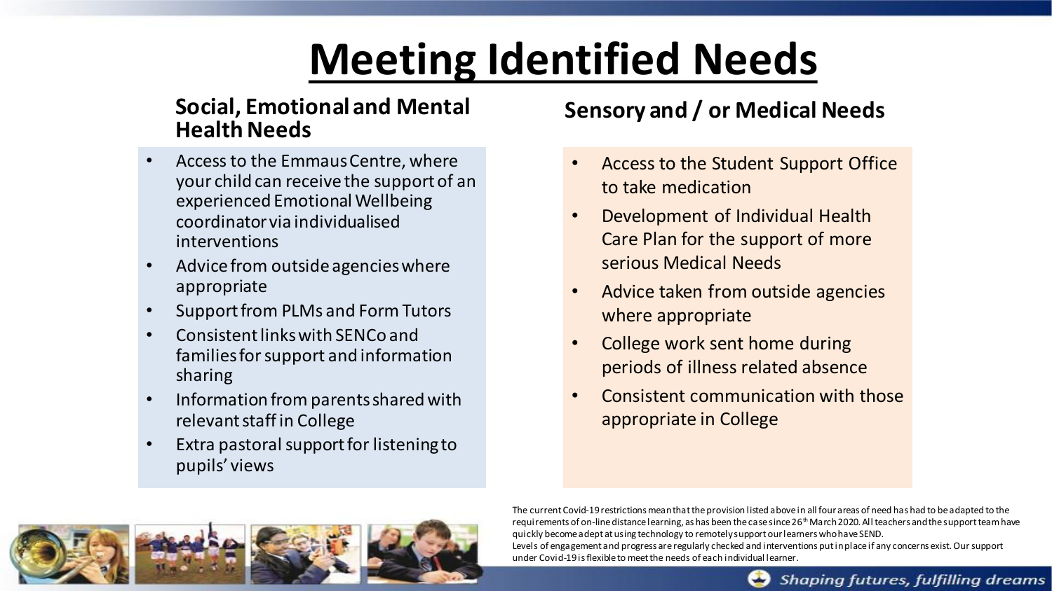# Meeting Identified Needs

## Social, Emotional and Mental Health Needs

- Access to the Emmaus Centre, where your child can receive the support of an experienced Emotional Wellbeing coordinator via individualised interventions
- Advice from outside agencies where appropriate
- Support from PLMs and Form Tutors
- Consistent links with SENCo and families for support and information sharing
- Information from parents shared with relevant staff in College
- Extra pastoral support for listening to pupils' views

## Sensory and / or Medical Needs

- Access to the Student Support Office to take medication
- Development of Individual Health Care Plan for the support of more serious Medical Needs
- Advice taken from outside agencies where appropriate
- College work sent home during periods of illness related absence
- Consistent communication with those appropriate in College

The current Covid-19 restrictions mean that the provision listed above in all four areas of need has had to be adapted to the requirements of on-line distance learning, as has been the case since 26th March 2020. All teachers and the support team have quickly become adept at using technology to remotely support our learners who have SEND.
Levels of engagement and progress are regularly checked and interventions put in place if any concerns exist. Our support under Covid-19 is flexible to meet the needs of each individual learner.

*Shaping futures, fulfilling dreams*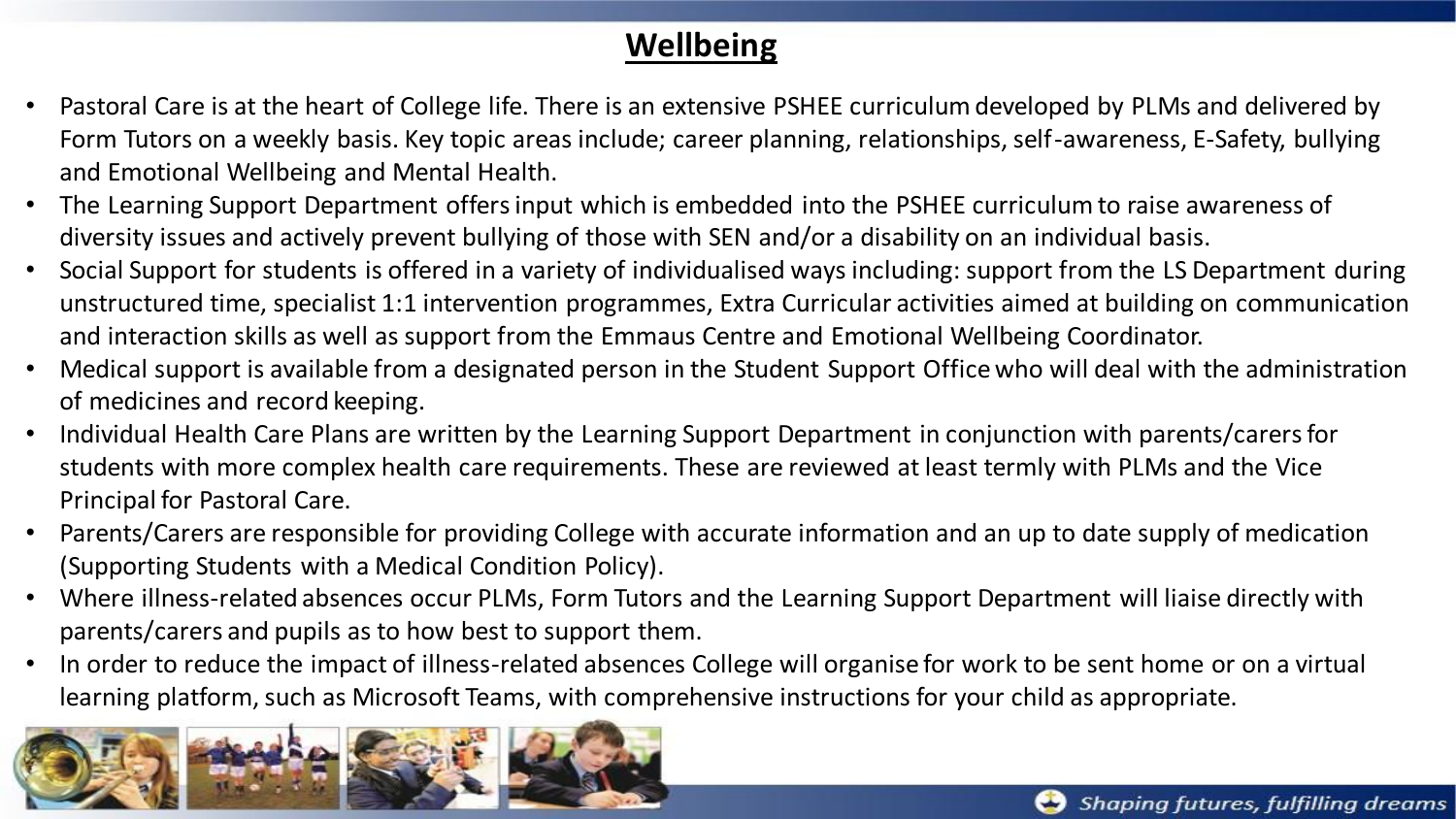# Wellbeing

- Pastoral Care is at the heart of College life. There is an extensive PSHEE curriculum developed by PLMs and delivered by Form Tutors on a weekly basis. Key topic areas include; career planning, relationships, self-awareness, E-Safety, bullying and Emotional Wellbeing and Mental Health.
- The Learning Support Department offers input which is embedded into the PSHEE curriculum to raise awareness of diversity issues and actively prevent bullying of those with SEN and/or a disability on an individual basis.
- Social Support for students is offered in a variety of individualised ways including: support from the LS Department during unstructured time, specialist 1:1 intervention programmes, Extra Curricular activities aimed at building on communication and interaction skills as well as support from the Emmaus Centre and Emotional Wellbeing Coordinator.
- Medical support is available from a designated person in the Student Support Office who will deal with the administration of medicines and record keeping.
- Individual Health Care Plans are written by the Learning Support Department in conjunction with parents/carers for students with more complex health care requirements. These are reviewed at least termly with PLMs and the Vice Principal for Pastoral Care.
- Parents/Carers are responsible for providing College with accurate information and an up to date supply of medication (Supporting Students with a Medical Condition Policy).
- Where illness-related absences occur PLMs, Form Tutors and the Learning Support Department will liaise directly with parents/carers and pupils as to how best to support them.
- In order to reduce the impact of illness-related absences College will organise for work to be sent home or on a virtual learning platform, such as Microsoft Teams, with comprehensive instructions for your child as appropriate.

*Shaping futures, fulfilling dreams*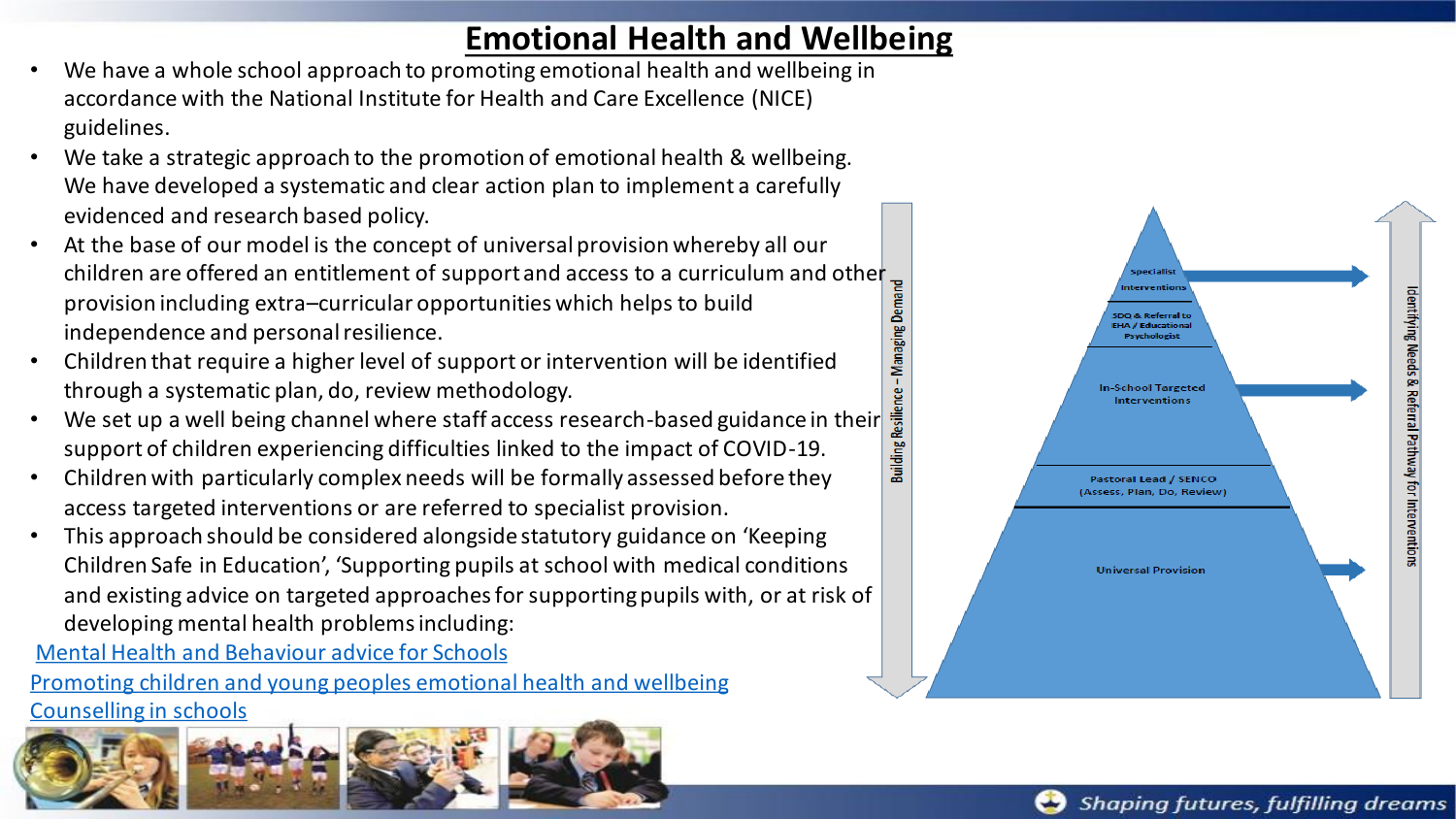# Emotional Health and Wellbeing

- We have a whole school approach to promoting emotional health and wellbeing in accordance with the National Institute for Health and Care Excellence (NICE) guidelines.
- We take a strategic approach to the promotion of emotional health & wellbeing. We have developed a systematic and clear action plan to implement a carefully evidenced and research based policy.
- At the base of our model is the concept of universal provision whereby all our children are offered an entitlement of support and access to a curriculum and other provision including extra–curricular opportunities which helps to build independence and personal resilience.
- Children that require a higher level of support or intervention will be identified through a systematic plan, do, review methodology.
- We set up a well being channel where staff access research-based guidance in their support of children experiencing difficulties linked to the impact of COVID-19.
- Children with particularly complex needs will be formally assessed before they access targeted interventions or are referred to specialist provision.
- This approach should be considered alongside statutory guidance on 'Keeping Children Safe in Education', 'Supporting pupils at school with medical conditions and existing advice on targeted approaches for supporting pupils with, or at risk of developing mental health problems including:

[Mental Health and Behaviour advice for Schools]

[Promoting children and young peoples emotional health and wellbeing]

[Counselling in schools]

Building Resilience – Managing Demand

Specialist Interventions

SDQ & Referral to EHA / Educational Psychologist

In-School Targeted Interventions

Pastoral Lead / SENCO (Assess, Plan, Do, Review)

Universal Provision

Identifying Needs & Referral Pathway for Interventions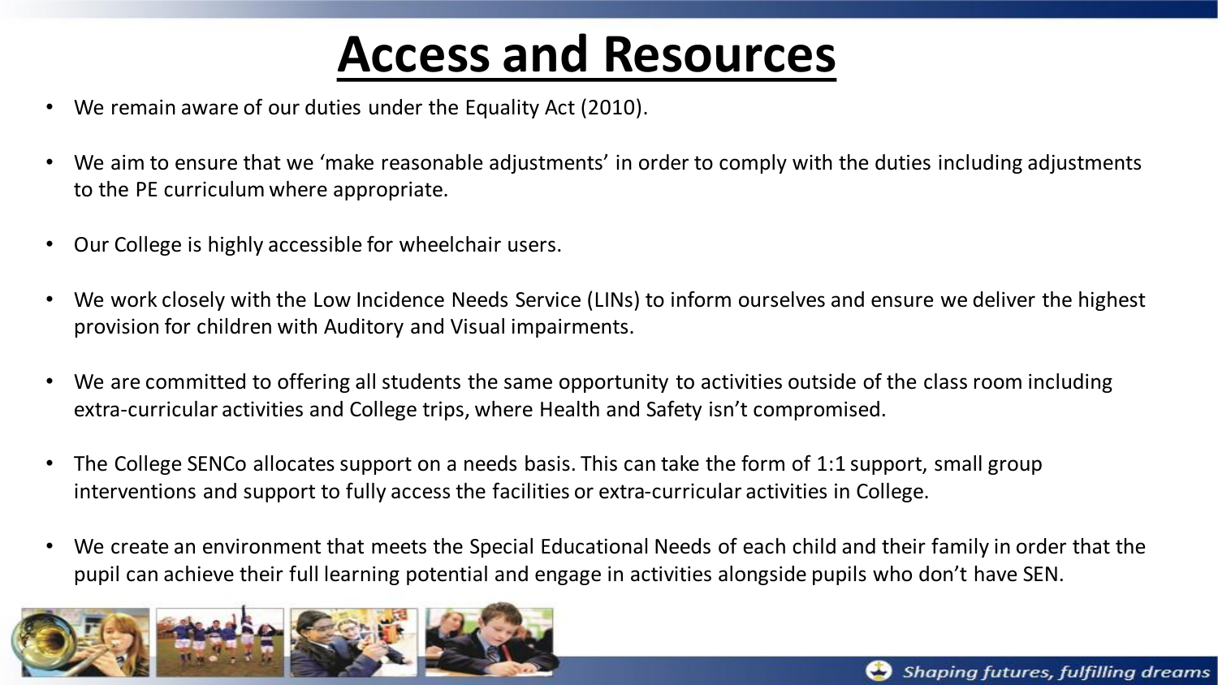# Access and Resources

- We remain aware of our duties under the Equality Act (2010).
- We aim to ensure that we 'make reasonable adjustments' in order to comply with the duties including adjustments to the PE curriculum where appropriate.
- Our College is highly accessible for wheelchair users.
- We work closely with the Low Incidence Needs Service (LINs) to inform ourselves and ensure we deliver the highest provision for children with Auditory and Visual impairments.
- We are committed to offering all students the same opportunity to activities outside of the class room including extra-curricular activities and College trips, where Health and Safety isn't compromised.
- The College SENCo allocates support on a needs basis. This can take the form of 1:1 support, small group interventions and support to fully access the facilities or extra-curricular activities in College.
- We create an environment that meets the Special Educational Needs of each child and their family in order that the pupil can achieve their full learning potential and engage in activities alongside pupils who don't have SEN.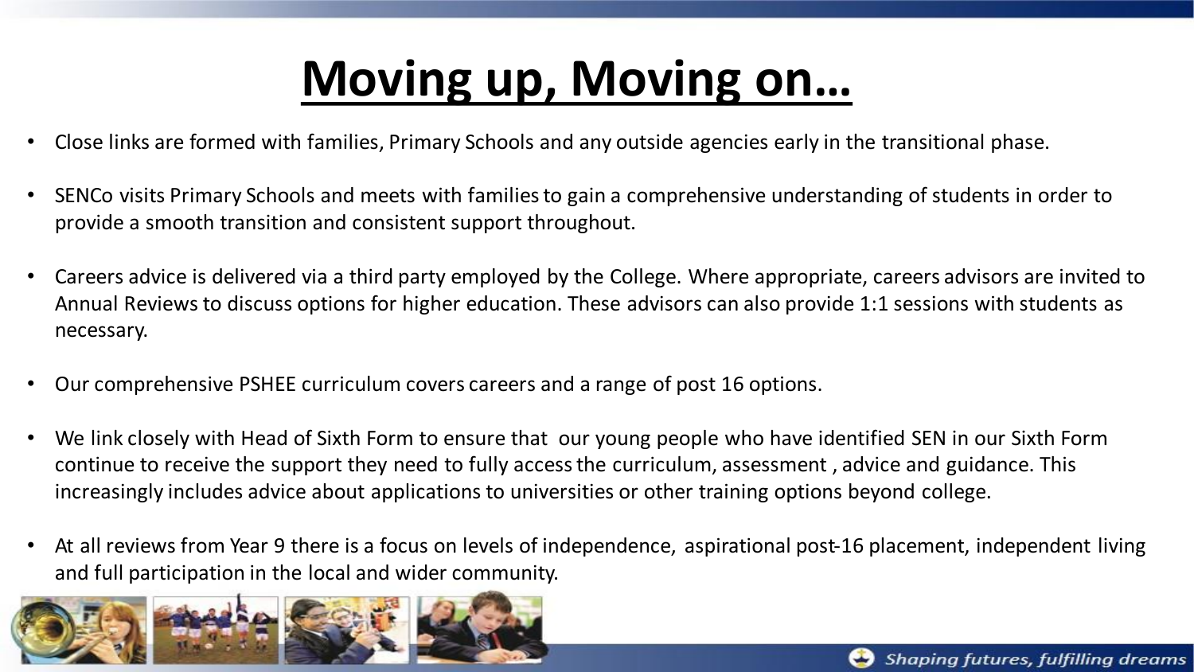# Moving up, Moving on…

- Close links are formed with families, Primary Schools and any outside agencies early in the transitional phase.
- SENCo visits Primary Schools and meets with families to gain a comprehensive understanding of students in order to provide a smooth transition and consistent support throughout.
- Careers advice is delivered via a third party employed by the College. Where appropriate, careers advisors are invited to Annual Reviews to discuss options for higher education. These advisors can also provide 1:1 sessions with students as necessary.
- Our comprehensive PSHEE curriculum covers careers and a range of post 16 options.
- We link closely with Head of Sixth Form to ensure that our young people who have identified SEN in our Sixth Form continue to receive the support they need to fully access the curriculum, assessment , advice and guidance. This increasingly includes advice about applications to universities or other training options beyond college.
- At all reviews from Year 9 there is a focus on levels of independence, aspirational post-16 placement, independent living and full participation in the local and wider community.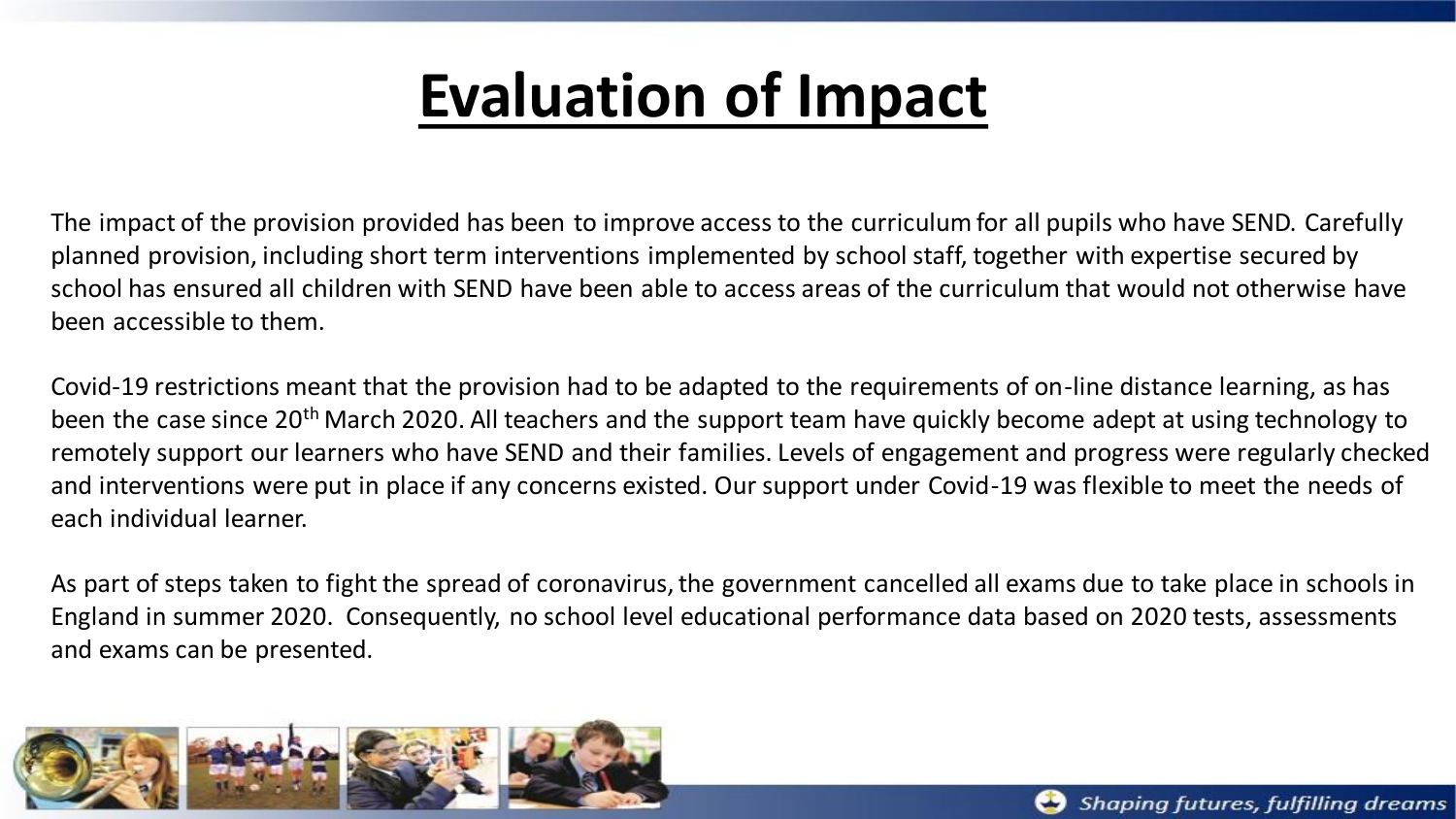# Evaluation of Impact

The impact of the provision provided has been to improve access to the curriculum for all pupils who have SEND. Carefully planned provision, including short term interventions implemented by school staff, together with expertise secured by school has ensured all children with SEND have been able to access areas of the curriculum that would not otherwise have been accessible to them.

Covid-19 restrictions meant that the provision had to be adapted to the requirements of on-line distance learning, as has been the case since 20th March 2020. All teachers and the support team have quickly become adept at using technology to remotely support our learners who have SEND and their families. Levels of engagement and progress were regularly checked and interventions were put in place if any concerns existed. Our support under Covid-19 was flexible to meet the needs of each individual learner.

As part of steps taken to fight the spread of coronavirus, the government cancelled all exams due to take place in schools in England in summer 2020. Consequently, no school level educational performance data based on 2020 tests, assessments and exams can be presented.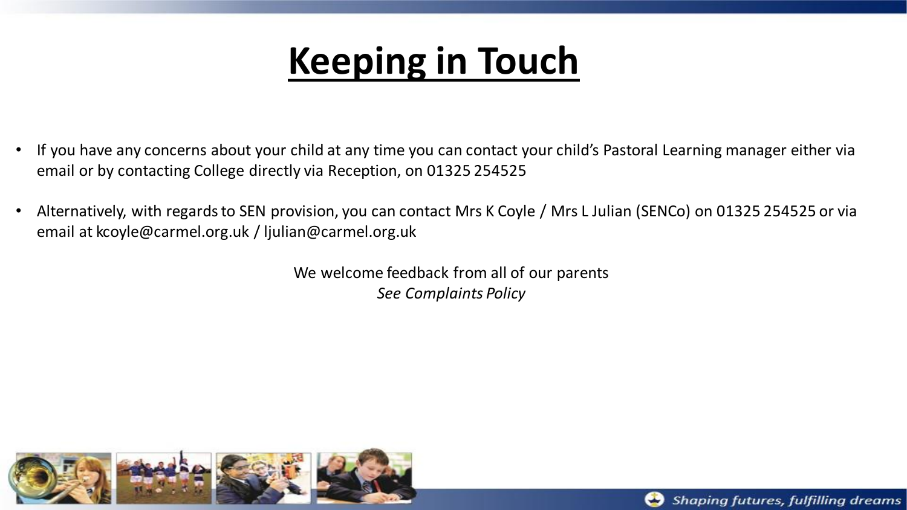# Keeping in Touch

- If you have any concerns about your child at any time you can contact your child's Pastoral Learning manager either via email or by contacting College directly via Reception, on 01325 254525
- Alternatively, with regards to SEN provision, you can contact Mrs K Coyle / Mrs L Julian (SENCo) on 01325 254525 or via email at kcoyle@carmel.org.uk / ljulian@carmel.org.uk

We welcome feedback from all of our parents

*See Complaints Policy*